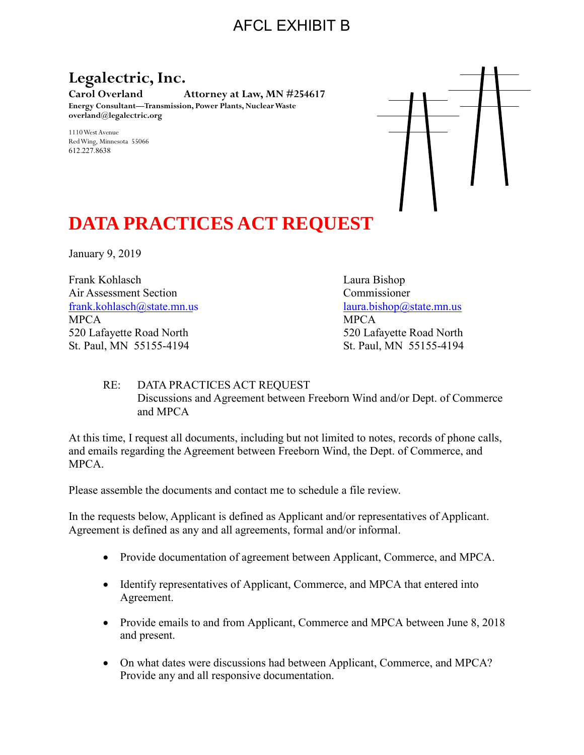AFCL EXHIBIT B

**Legalectric, Inc.**
**Carol Overland** **Attorney at Law, MN #254617**
**Energy Consultant—Transmission, Power Plants, Nuclear Waste**
**overland@legalectric.org**

1110 West Avenue
Red Wing, Minnesota 55066
612.227.8638

# DATA PRACTICES ACT REQUEST

January 9, 2019

Frank Kohlasch
Air Assessment Section
frank.kohlasch@state.mn.us
MPCA
520 Lafayette Road North
St. Paul, MN 55155-4194

Laura Bishop
Commissioner
laura.bishop@state.mn.us
MPCA
520 Lafayette Road North
St. Paul, MN 55155-4194

RE: DATA PRACTICES ACT REQUEST
Discussions and Agreement between Freeborn Wind and/or Dept. of Commerce and MPCA

At this time, I request all documents, including but not limited to notes, records of phone calls, and emails regarding the Agreement between Freeborn Wind, the Dept. of Commerce, and MPCA.

Please assemble the documents and contact me to schedule a file review.

In the requests below, Applicant is defined as Applicant and/or representatives of Applicant. Agreement is defined as any and all agreements, formal and/or informal.

- Provide documentation of agreement between Applicant, Commerce, and MPCA.
- Identify representatives of Applicant, Commerce, and MPCA that entered into Agreement.
- Provide emails to and from Applicant, Commerce and MPCA between June 8, 2018 and present.
- On what dates were discussions had between Applicant, Commerce, and MPCA? Provide any and all responsive documentation.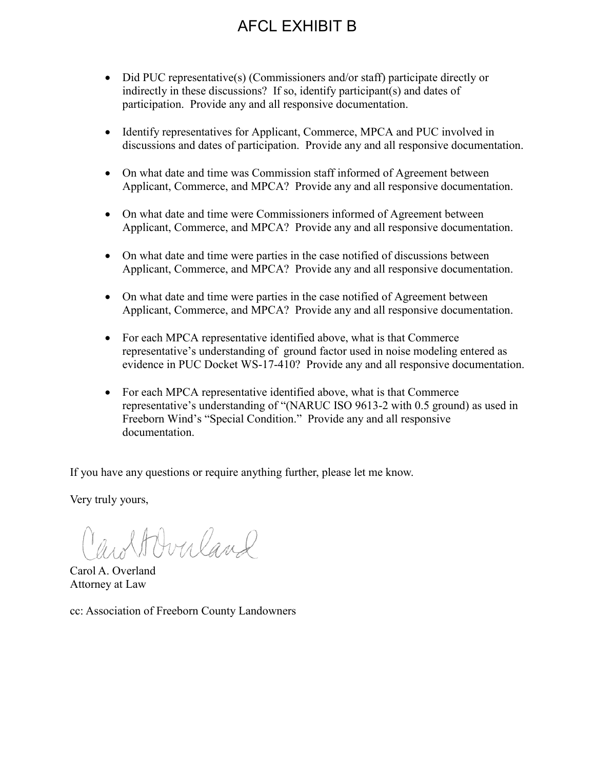# AFCL EXHIBIT B

- Did PUC representative(s) (Commissioners and/or staff) participate directly or indirectly in these discussions? If so, identify participant(s) and dates of participation. Provide any and all responsive documentation.
- Identify representatives for Applicant, Commerce, MPCA and PUC involved in discussions and dates of participation. Provide any and all responsive documentation.
- On what date and time was Commission staff informed of Agreement between Applicant, Commerce, and MPCA? Provide any and all responsive documentation.
- On what date and time were Commissioners informed of Agreement between Applicant, Commerce, and MPCA? Provide any and all responsive documentation.
- On what date and time were parties in the case notified of discussions between Applicant, Commerce, and MPCA? Provide any and all responsive documentation.
- On what date and time were parties in the case notified of Agreement between Applicant, Commerce, and MPCA? Provide any and all responsive documentation.
- For each MPCA representative identified above, what is that Commerce representative's understanding of ground factor used in noise modeling entered as evidence in PUC Docket WS-17-410? Provide any and all responsive documentation.
- For each MPCA representative identified above, what is that Commerce representative's understanding of "(NARUC ISO 9613-2 with 0.5 ground) as used in Freeborn Wind's "Special Condition." Provide any and all responsive documentation.

If you have any questions or require anything further, please let me know.

Very truly yours,

Carol A. Overland
Attorney at Law

cc: Association of Freeborn County Landowners